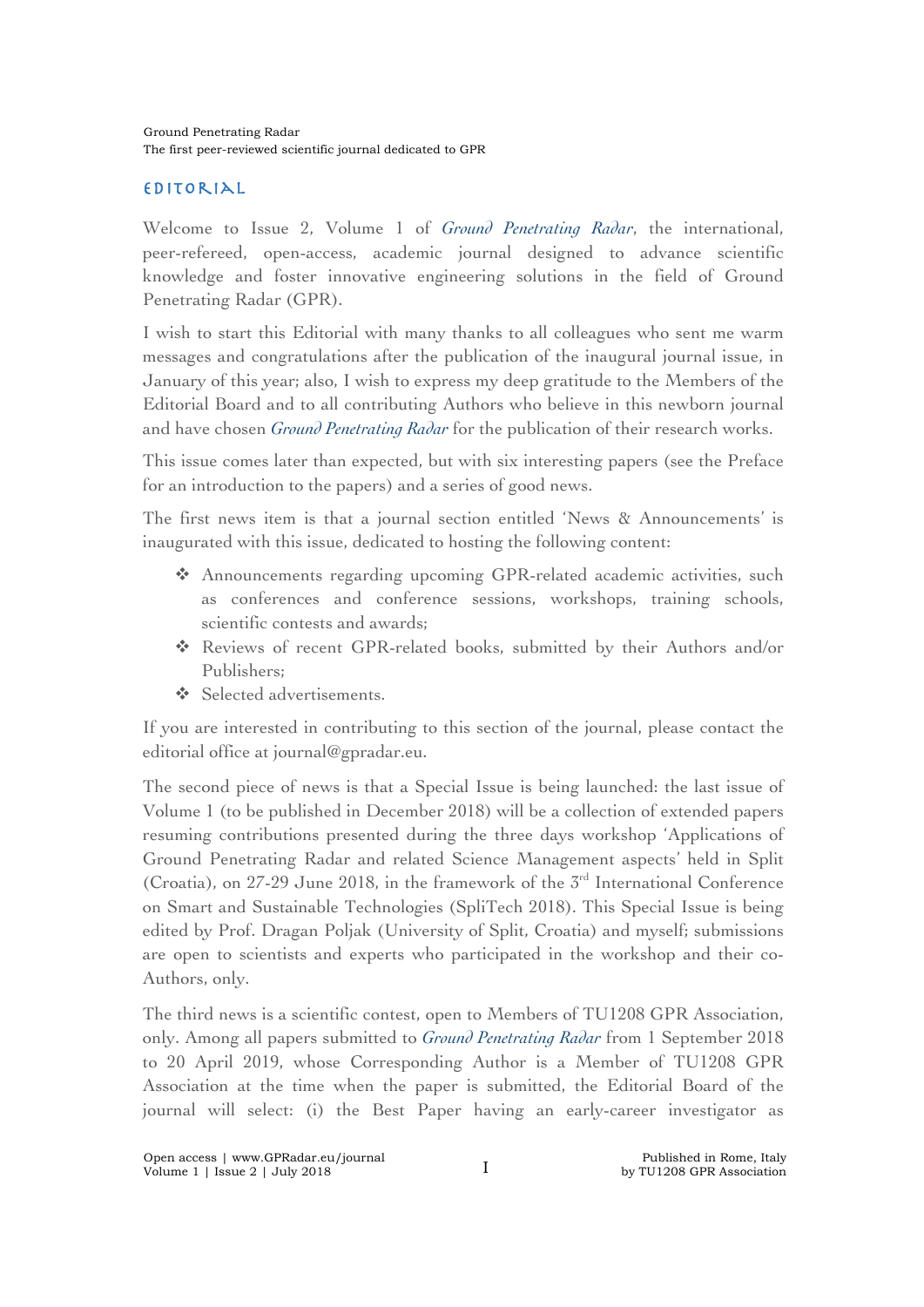# EDITORIAL

Welcome to Issue 2, Volume 1 of *Ground Penetrating Radar*, the international, peer-refereed, open-access, academic journal designed to advance scientific knowledge and foster innovative engineering solutions in the field of Ground Penetrating Radar (GPR).

I wish to start this Editorial with many thanks to all colleagues who sent me warm messages and congratulations after the publication of the inaugural journal issue, in January of this year; also, I wish to express my deep gratitude to the Members of the Editorial Board and to all contributing Authors who believe in this newborn journal and have chosen *Ground Penetrating Radar* for the publication of their research works.

This issue comes later than expected, but with six interesting papers (see the Preface for an introduction to the papers) and a series of good news.

The first news item is that a journal section entitled 'News & Announcements' is inaugurated with this issue, dedicated to hosting the following content:

- Announcements regarding upcoming GPR-related academic activities, such as conferences and conference sessions, workshops, training schools, scientific contests and awards;
- Reviews of recent GPR-related books, submitted by their Authors and/or Publishers;
- Selected advertisements.

If you are interested in contributing to this section of the journal, please contact the editorial office at journal@gpradar.eu.

The second piece of news is that a Special Issue is being launched: the last issue of Volume 1 (to be published in December 2018) will be a collection of extended papers resuming contributions presented during the three days workshop 'Applications of Ground Penetrating Radar and related Science Management aspects' held in Split (Croatia), on 27-29 June 2018, in the framework of the 3rd International Conference on Smart and Sustainable Technologies (SpliTech 2018). This Special Issue is being edited by Prof. Dragan Poljak (University of Split, Croatia) and myself; submissions are open to scientists and experts who participated in the workshop and their co-Authors, only.

The third news is a scientific contest, open to Members of TU1208 GPR Association, only. Among all papers submitted to *Ground Penetrating Radar* from 1 September 2018 to 20 April 2019, whose Corresponding Author is a Member of TU1208 GPR Association at the time when the paper is submitted, the Editorial Board of the journal will select: (i) the Best Paper having an early-career investigator as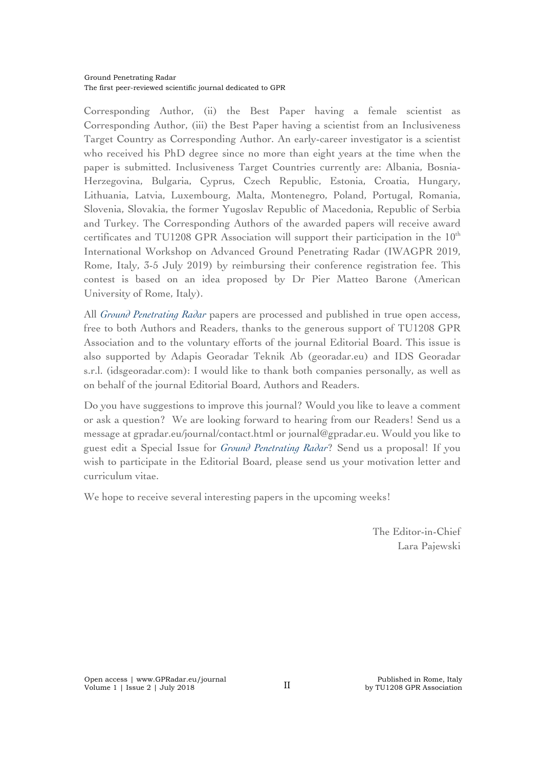Corresponding Author, (ii) the Best Paper having a female scientist as Corresponding Author, (iii) the Best Paper having a scientist from an Inclusiveness Target Country as Corresponding Author. An early-career investigator is a scientist who received his PhD degree since no more than eight years at the time when the paper is submitted. Inclusiveness Target Countries currently are: Albania, Bosnia-Herzegovina, Bulgaria, Cyprus, Czech Republic, Estonia, Croatia, Hungary, Lithuania, Latvia, Luxembourg, Malta, Montenegro, Poland, Portugal, Romania, Slovenia, Slovakia, the former Yugoslav Republic of Macedonia, Republic of Serbia and Turkey. The Corresponding Authors of the awarded papers will receive award certificates and TU1208 GPR Association will support their participation in the 10th International Workshop on Advanced Ground Penetrating Radar (IWAGPR 2019, Rome, Italy, 3-5 July 2019) by reimbursing their conference registration fee. This contest is based on an idea proposed by Dr Pier Matteo Barone (American University of Rome, Italy).

All *Ground Penetrating Radar* papers are processed and published in true open access, free to both Authors and Readers, thanks to the generous support of TU1208 GPR Association and to the voluntary efforts of the journal Editorial Board. This issue is also supported by Adapis Georadar Teknik Ab (georadar.eu) and IDS Georadar s.r.l. (idsgeoradar.com): I would like to thank both companies personally, as well as on behalf of the journal Editorial Board, Authors and Readers.

Do you have suggestions to improve this journal? Would you like to leave a comment or ask a question? We are looking forward to hearing from our Readers! Send us a message at gpradar.eu/journal/contact.html or journal@gpradar.eu. Would you like to guest edit a Special Issue for *Ground Penetrating Radar*? Send us a proposal! If you wish to participate in the Editorial Board, please send us your motivation letter and curriculum vitae.

We hope to receive several interesting papers in the upcoming weeks!

The Editor-in-Chief
Lara Pajewski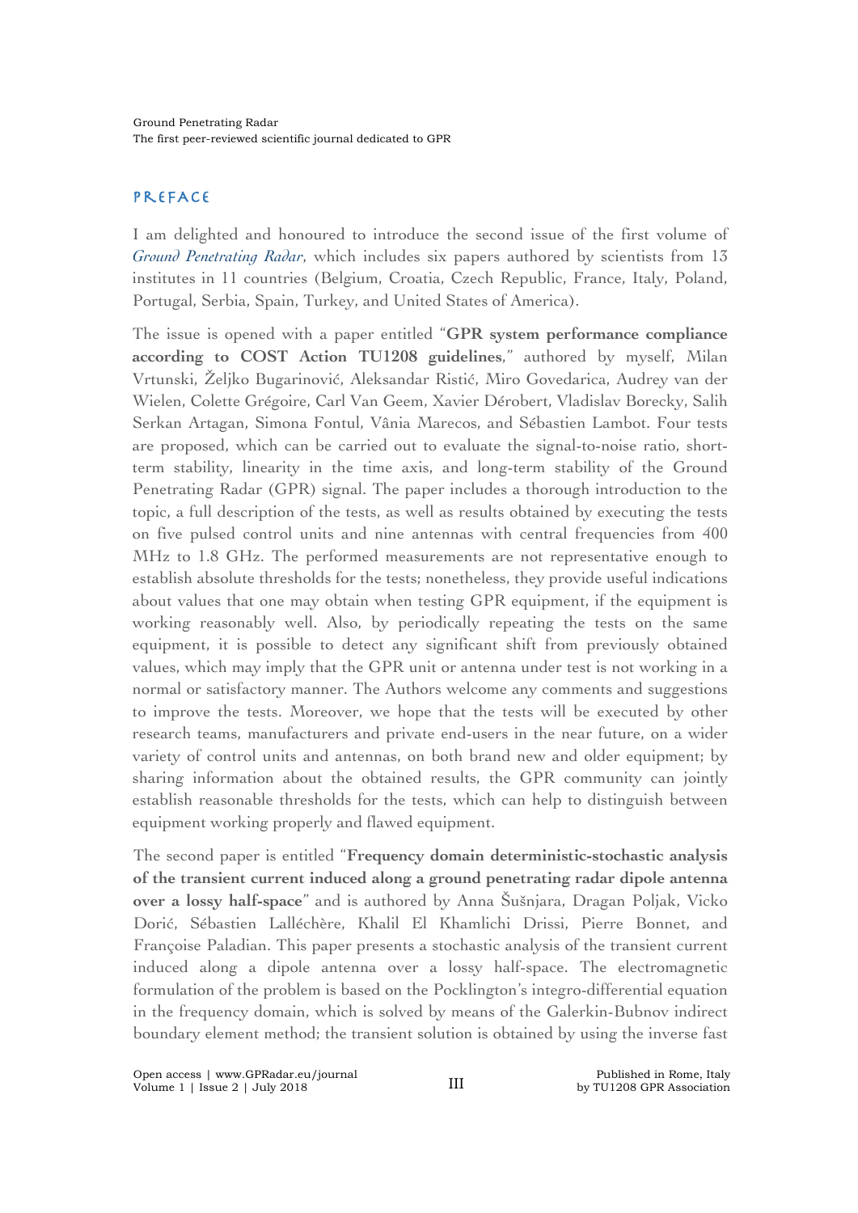## PREFACE

I am delighted and honoured to introduce the second issue of the first volume of *Ground Penetrating Radar*, which includes six papers authored by scientists from 13 institutes in 11 countries (Belgium, Croatia, Czech Republic, France, Italy, Poland, Portugal, Serbia, Spain, Turkey, and United States of America).

The issue is opened with a paper entitled "**GPR system performance compliance according to COST Action TU1208 guidelines**," authored by myself, Milan Vrtunski, Željko Bugarinović, Aleksandar Ristić, Miro Govedarica, Audrey van der Wielen, Colette Grégoire, Carl Van Geem, Xavier Dérobert, Vladislav Borecky, Salih Serkan Artagan, Simona Fontul, Vânia Marecos, and Sébastien Lambot. Four tests are proposed, which can be carried out to evaluate the signal-to-noise ratio, short-term stability, linearity in the time axis, and long-term stability of the Ground Penetrating Radar (GPR) signal. The paper includes a thorough introduction to the topic, a full description of the tests, as well as results obtained by executing the tests on five pulsed control units and nine antennas with central frequencies from 400 MHz to 1.8 GHz. The performed measurements are not representative enough to establish absolute thresholds for the tests; nonetheless, they provide useful indications about values that one may obtain when testing GPR equipment, if the equipment is working reasonably well. Also, by periodically repeating the tests on the same equipment, it is possible to detect any significant shift from previously obtained values, which may imply that the GPR unit or antenna under test is not working in a normal or satisfactory manner. The Authors welcome any comments and suggestions to improve the tests. Moreover, we hope that the tests will be executed by other research teams, manufacturers and private end-users in the near future, on a wider variety of control units and antennas, on both brand new and older equipment; by sharing information about the obtained results, the GPR community can jointly establish reasonable thresholds for the tests, which can help to distinguish between equipment working properly and flawed equipment.

The second paper is entitled "**Frequency domain deterministic-stochastic analysis of the transient current induced along a ground penetrating radar dipole antenna over a lossy half-space**" and is authored by Anna Šušnjara, Dragan Poljak, Vicko Dorić, Sébastien Lalléchère, Khalil El Khamlichi Drissi, Pierre Bonnet, and Françoise Paladian. This paper presents a stochastic analysis of the transient current induced along a dipole antenna over a lossy half-space. The electromagnetic formulation of the problem is based on the Pocklington's integro-differential equation in the frequency domain, which is solved by means of the Galerkin-Bubnov indirect boundary element method; the transient solution is obtained by using the inverse fast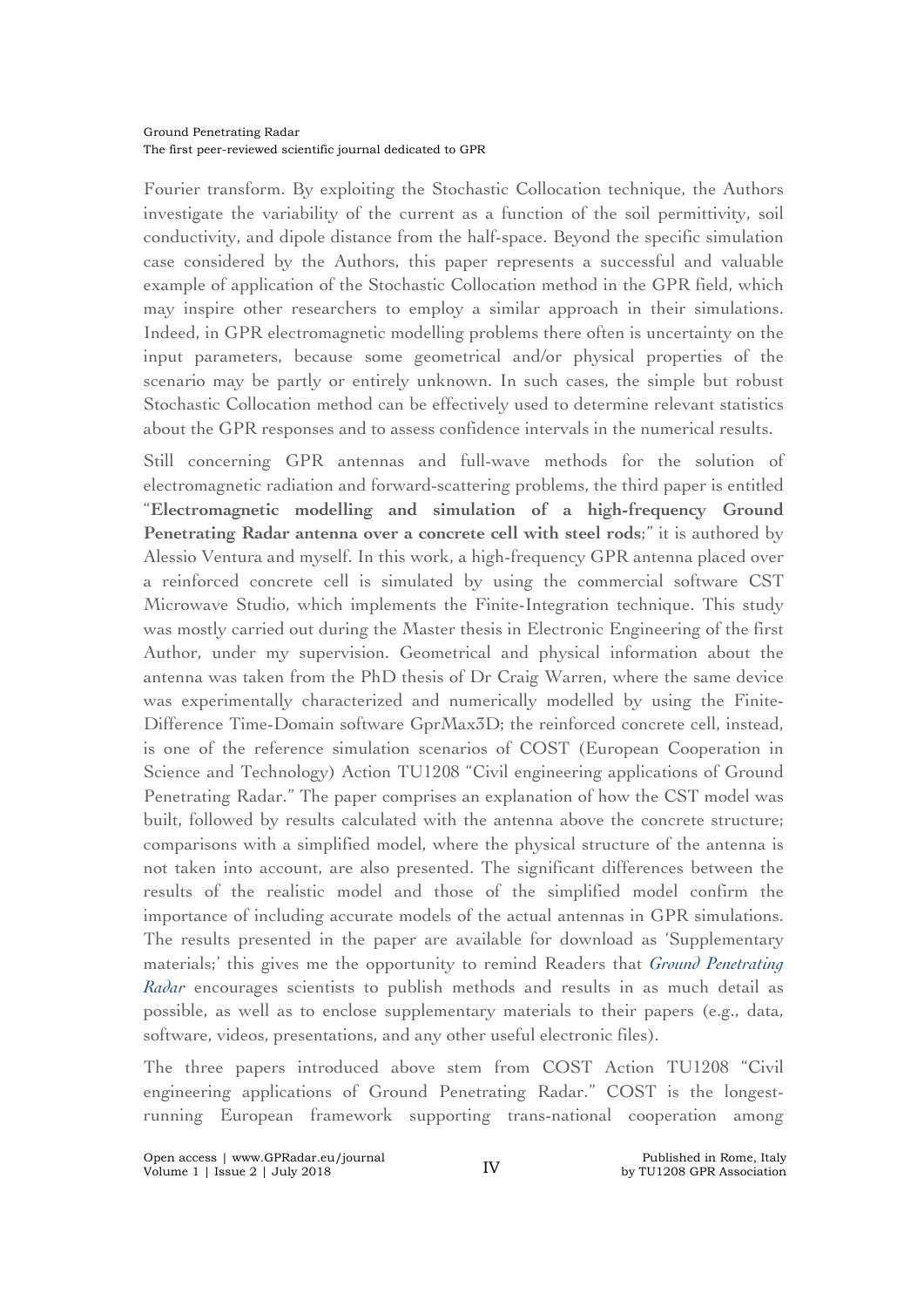Fourier transform. By exploiting the Stochastic Collocation technique, the Authors investigate the variability of the current as a function of the soil permittivity, soil conductivity, and dipole distance from the half-space. Beyond the specific simulation case considered by the Authors, this paper represents a successful and valuable example of application of the Stochastic Collocation method in the GPR field, which may inspire other researchers to employ a similar approach in their simulations. Indeed, in GPR electromagnetic modelling problems there often is uncertainty on the input parameters, because some geometrical and/or physical properties of the scenario may be partly or entirely unknown. In such cases, the simple but robust Stochastic Collocation method can be effectively used to determine relevant statistics about the GPR responses and to assess confidence intervals in the numerical results.

Still concerning GPR antennas and full-wave methods for the solution of electromagnetic radiation and forward-scattering problems, the third paper is entitled "**Electromagnetic modelling and simulation of a high-frequency Ground Penetrating Radar antenna over a concrete cell with steel rods**;" it is authored by Alessio Ventura and myself. In this work, a high-frequency GPR antenna placed over a reinforced concrete cell is simulated by using the commercial software CST Microwave Studio, which implements the Finite-Integration technique. This study was mostly carried out during the Master thesis in Electronic Engineering of the first Author, under my supervision. Geometrical and physical information about the antenna was taken from the PhD thesis of Dr Craig Warren, where the same device was experimentally characterized and numerically modelled by using the Finite-Difference Time-Domain software GprMax3D; the reinforced concrete cell, instead, is one of the reference simulation scenarios of COST (European Cooperation in Science and Technology) Action TU1208 "Civil engineering applications of Ground Penetrating Radar." The paper comprises an explanation of how the CST model was built, followed by results calculated with the antenna above the concrete structure; comparisons with a simplified model, where the physical structure of the antenna is not taken into account, are also presented. The significant differences between the results of the realistic model and those of the simplified model confirm the importance of including accurate models of the actual antennas in GPR simulations. The results presented in the paper are available for download as 'Supplementary materials;' this gives me the opportunity to remind Readers that *Ground Penetrating Radar* encourages scientists to publish methods and results in as much detail as possible, as well as to enclose supplementary materials to their papers (e.g., data, software, videos, presentations, and any other useful electronic files).

The three papers introduced above stem from COST Action TU1208 "Civil engineering applications of Ground Penetrating Radar." COST is the longest-running European framework supporting trans-national cooperation among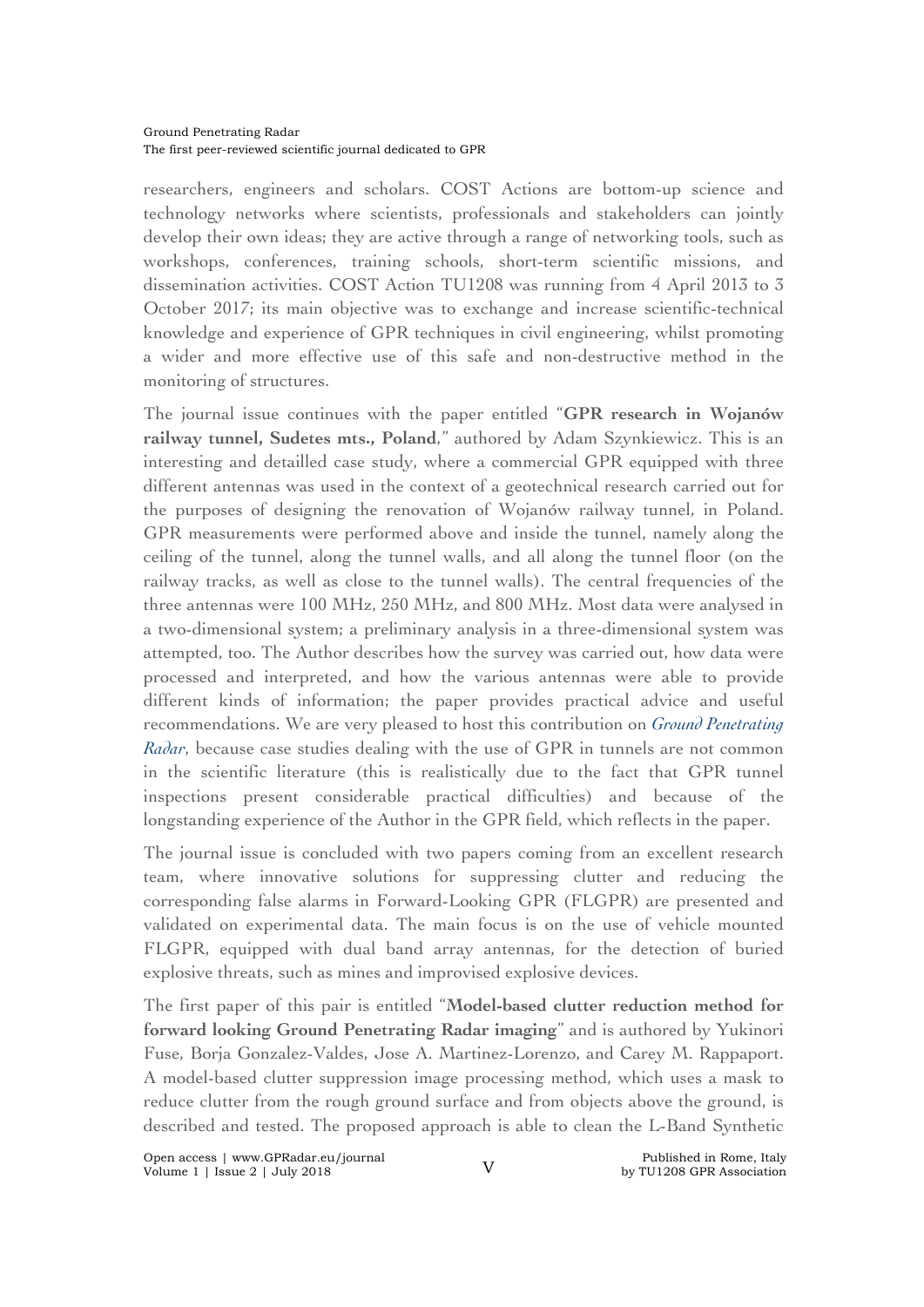researchers, engineers and scholars. COST Actions are bottom-up science and technology networks where scientists, professionals and stakeholders can jointly develop their own ideas; they are active through a range of networking tools, such as workshops, conferences, training schools, short-term scientific missions, and dissemination activities. COST Action TU1208 was running from 4 April 2013 to 3 October 2017; its main objective was to exchange and increase scientific-technical knowledge and experience of GPR techniques in civil engineering, whilst promoting a wider and more effective use of this safe and non-destructive method in the monitoring of structures.

The journal issue continues with the paper entitled "**GPR research in Wojanów railway tunnel, Sudetes mts., Poland**," authored by Adam Szynkiewicz. This is an interesting and detailled case study, where a commercial GPR equipped with three different antennas was used in the context of a geotechnical research carried out for the purposes of designing the renovation of Wojanów railway tunnel, in Poland. GPR measurements were performed above and inside the tunnel, namely along the ceiling of the tunnel, along the tunnel walls, and all along the tunnel floor (on the railway tracks, as well as close to the tunnel walls). The central frequencies of the three antennas were 100 MHz, 250 MHz, and 800 MHz. Most data were analysed in a two-dimensional system; a preliminary analysis in a three-dimensional system was attempted, too. The Author describes how the survey was carried out, how data were processed and interpreted, and how the various antennas were able to provide different kinds of information; the paper provides practical advice and useful recommendations. We are very pleased to host this contribution on *Ground Penetrating Radar*, because case studies dealing with the use of GPR in tunnels are not common in the scientific literature (this is realistically due to the fact that GPR tunnel inspections present considerable practical difficulties) and because of the longstanding experience of the Author in the GPR field, which reflects in the paper.

The journal issue is concluded with two papers coming from an excellent research team, where innovative solutions for suppressing clutter and reducing the corresponding false alarms in Forward-Looking GPR (FLGPR) are presented and validated on experimental data. The main focus is on the use of vehicle mounted FLGPR, equipped with dual band array antennas, for the detection of buried explosive threats, such as mines and improvised explosive devices.

The first paper of this pair is entitled "**Model-based clutter reduction method for forward looking Ground Penetrating Radar imaging**" and is authored by Yukinori Fuse, Borja Gonzalez-Valdes, Jose A. Martinez-Lorenzo, and Carey M. Rappaport. A model-based clutter suppression image processing method, which uses a mask to reduce clutter from the rough ground surface and from objects above the ground, is described and tested. The proposed approach is able to clean the L-Band Synthetic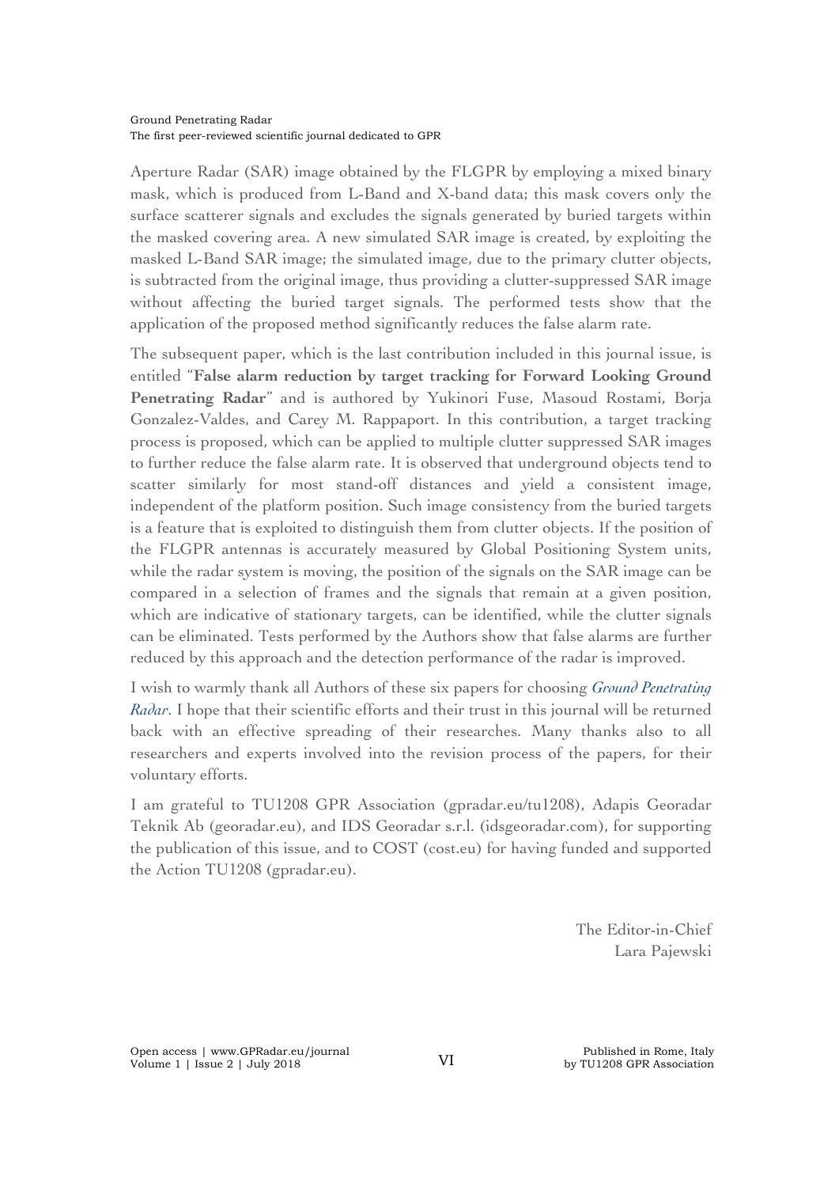Aperture Radar (SAR) image obtained by the FLGPR by employing a mixed binary mask, which is produced from L-Band and X-band data; this mask covers only the surface scatterer signals and excludes the signals generated by buried targets within the masked covering area. A new simulated SAR image is created, by exploiting the masked L-Band SAR image; the simulated image, due to the primary clutter objects, is subtracted from the original image, thus providing a clutter-suppressed SAR image without affecting the buried target signals. The performed tests show that the application of the proposed method significantly reduces the false alarm rate.

The subsequent paper, which is the last contribution included in this journal issue, is entitled "**False alarm reduction by target tracking for Forward Looking Ground Penetrating Radar**" and is authored by Yukinori Fuse, Masoud Rostami, Borja Gonzalez-Valdes, and Carey M. Rappaport. In this contribution, a target tracking process is proposed, which can be applied to multiple clutter suppressed SAR images to further reduce the false alarm rate. It is observed that underground objects tend to scatter similarly for most stand-off distances and yield a consistent image, independent of the platform position. Such image consistency from the buried targets is a feature that is exploited to distinguish them from clutter objects. If the position of the FLGPR antennas is accurately measured by Global Positioning System units, while the radar system is moving, the position of the signals on the SAR image can be compared in a selection of frames and the signals that remain at a given position, which are indicative of stationary targets, can be identified, while the clutter signals can be eliminated. Tests performed by the Authors show that false alarms are further reduced by this approach and the detection performance of the radar is improved.

I wish to warmly thank all Authors of these six papers for choosing *Ground Penetrating Radar*. I hope that their scientific efforts and their trust in this journal will be returned back with an effective spreading of their researches. Many thanks also to all researchers and experts involved into the revision process of the papers, for their voluntary efforts.

I am grateful to TU1208 GPR Association (gpradar.eu/tu1208), Adapis Georadar Teknik Ab (georadar.eu), and IDS Georadar s.r.l. (idsgeoradar.com), for supporting the publication of this issue, and to COST (cost.eu) for having funded and supported the Action TU1208 (gpradar.eu).

The Editor-in-Chief
Lara Pajewski